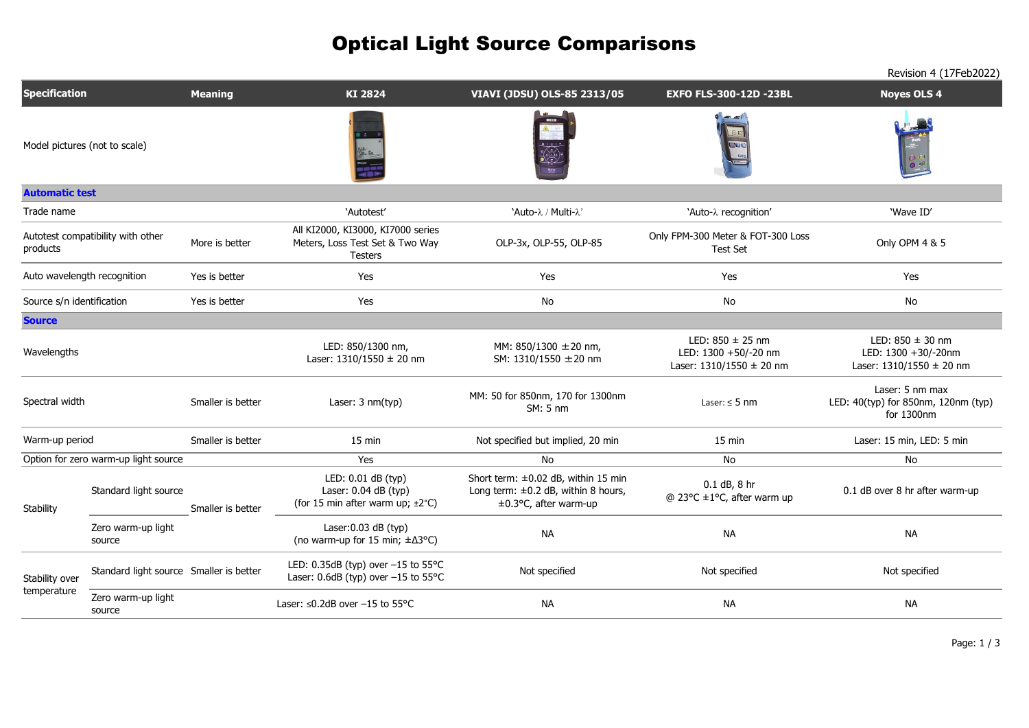# Optical Light Source Comparisons

Revision 4 (17Feb2022)

| Specification | | Meaning | KI 2824 | VIAVI (JDSU) OLS-85 2313/05 | EXFO FLS-300-12D -23BL | Noyes OLS 4 |
|---|---|---|---|---|---|---|
| Model pictures (not to scale) | | | | | | |
| **Automatic test** | | | | | | |
| Trade name | | | 'Autotest' | 'Auto-λ / Multi-λ' | 'Auto-λ recognition' | 'Wave ID' |
| Autotest compatibility with other products | | More is better | All KI2000, KI3000, KI7000 series Meters, Loss Test Set & Two Way Testers | OLP-3x, OLP-55, OLP-85 | Only FPM-300 Meter & FOT-300 Loss Test Set | Only OPM 4 & 5 |
| Auto wavelength recognition | | Yes is better | Yes | Yes | Yes | Yes |
| Source s/n identification | | Yes is better | Yes | No | No | No |
| **Source** | | | | | | |
| Wavelengths | | | LED: 850/1300 nm,<br>Laser: 1310/1550 ± 20 nm | MM: 850/1300 ±20 nm,<br>SM: 1310/1550 ±20 nm | LED: 850 ± 25 nm<br>LED: 1300 +50/-20 nm<br>Laser: 1310/1550 ± 20 nm | LED: 850 ± 30 nm<br>LED: 1300 +30/-20nm<br>Laser: 1310/1550 ± 20 nm |
| Spectral width | | Smaller is better | Laser: 3 nm(typ) | MM: 50 for 850nm, 170 for 1300nm<br>SM: 5 nm | Laser: ≤ 5 nm | Laser: 5 nm max<br>LED: 40(typ) for 850nm, 120nm (typ) for 1300nm |
| Warm-up period | | Smaller is better | 15 min | Not specified but implied, 20 min | 15 min | Laser: 15 min, LED: 5 min |
| Option for zero warm-up light source | | | Yes | No | No | No |
| Stability | Standard light source | Smaller is better | LED: 0.01 dB (typ)<br>Laser: 0.04 dB (typ)<br>(for 15 min after warm up; ±2°C) | Short term: ±0.02 dB, within 15 min<br>Long term: ±0.2 dB, within 8 hours, ±0.3°C, after warm-up | 0.1 dB, 8 hr<br>@ 23°C ±1°C, after warm up | 0.1 dB over 8 hr after warm-up |
| | Zero warm-up light source | | Laser:0.03 dB (typ)<br>(no warm-up for 15 min; ±Δ3°C) | NA | NA | NA |
| Stability over temperature | Standard light source | Smaller is better | LED: 0.35dB (typ) over –15 to 55°C<br>Laser: 0.6dB (typ) over –15 to 55°C | Not specified | Not specified | Not specified |
| | Zero warm-up light source | | Laser: ≤0.2dB over –15 to 55°C | NA | NA | NA |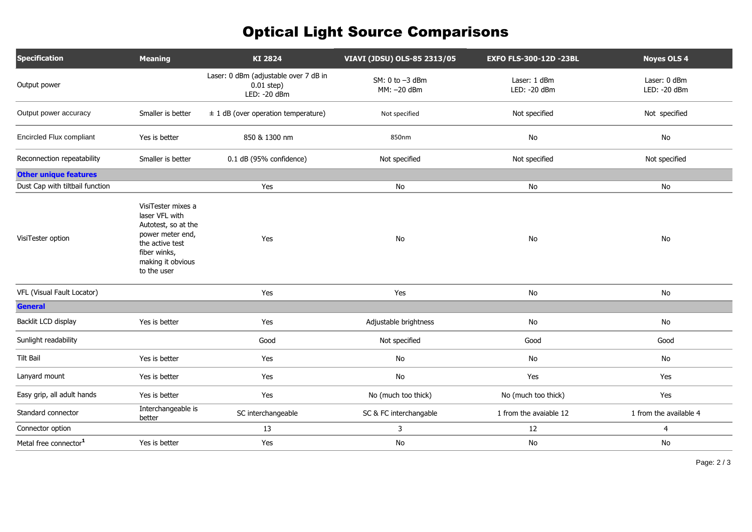# Optical Light Source Comparisons

| Specification | Meaning | KI 2824 | VIAVI (JDSU) OLS-85 2313/05 | EXFO FLS-300-12D -23BL | Noyes OLS 4 |
|---|---|---|---|---|---|
| Output power | | Laser: 0 dBm (adjustable over 7 dB in 0.01 step)<br>LED: -20 dBm | SM: 0 to –3 dBm<br>MM: –20 dBm | Laser: 1 dBm<br>LED: -20 dBm | Laser: 0 dBm<br>LED: -20 dBm |
| Output power accuracy | Smaller is better | ± 1 dB (over operation temperature) | Not specified | Not specified | Not specified |
| Encircled Flux compliant | Yes is better | 850 & 1300 nm | 850nm | No | No |
| Reconnection repeatability | Smaller is better | 0.1 dB (95% confidence) | Not specified | Not specified | Not specified |
| **Other unique features** | | | | | |
| Dust Cap with tiltbail function | | Yes | No | No | No |
| VisiTester option | VisiTester mixes a laser VFL with Autotest, so at the power meter end, the active test fiber winks, making it obvious to the user | Yes | No | No | No |
| VFL (Visual Fault Locator) | | Yes | Yes | No | No |
| **General** | | | | | |
| Backlit LCD display | Yes is better | Yes | Adjustable brightness | No | No |
| Sunlight readability | | Good | Not specified | Good | Good |
| Tilt Bail | Yes is better | Yes | No | No | No |
| Lanyard mount | Yes is better | Yes | No | Yes | Yes |
| Easy grip, all adult hands | Yes is better | Yes | No (much too thick) | No (much too thick) | Yes |
| Standard connector | Interchangeable is better | SC interchangeable | SC & FC interchangable | 1 from the avaiable 12 | 1 from the available 4 |
| Connector option | | 13 | 3 | 12 | 4 |
| Metal free connector[1] | Yes is better | Yes | No | No | No |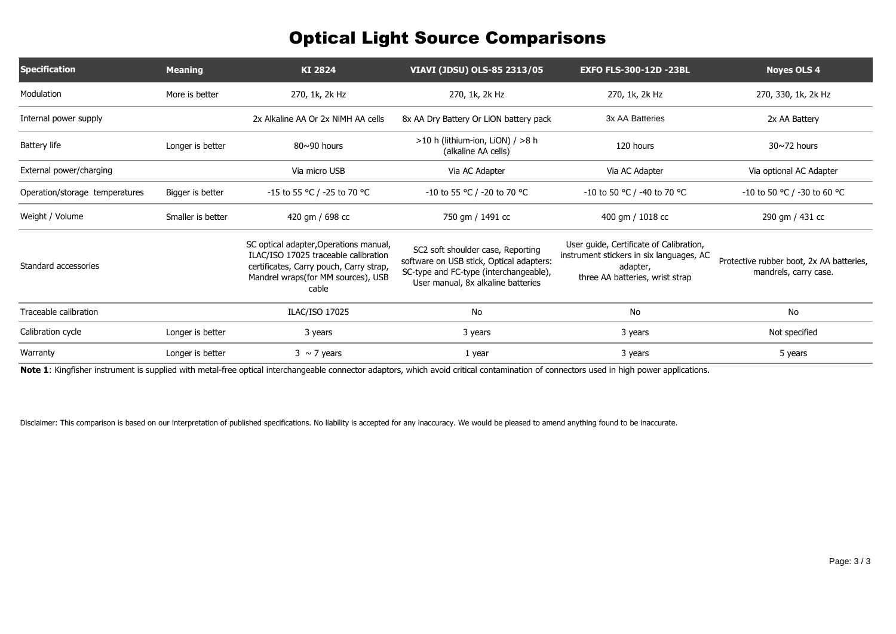# Optical Light Source Comparisons

| Specification | Meaning | KI 2824 | VIAVI (JDSU) OLS-85 2313/05 | EXFO FLS-300-12D -23BL | Noyes OLS 4 |
|---|---|---|---|---|---|
| Modulation | More is better | 270, 1k, 2k Hz | 270, 1k, 2k Hz | 270, 1k, 2k Hz | 270, 330, 1k, 2k Hz |
| Internal power supply | | 2x Alkaline AA Or 2x NiMH AA cells | 8x AA Dry Battery Or LiON battery pack | 3x AA Batteries | 2x AA Battery |
| Battery life | Longer is better | 80~90 hours | >10 h (lithium-ion, LiON) / >8 h (alkaline AA cells) | 120 hours | 30~72 hours |
| External power/charging | | Via micro USB | Via AC Adapter | Via AC Adapter | Via optional AC Adapter |
| Operation/storage temperatures | Bigger is better | -15 to 55 °C / -25 to 70 °C | -10 to 55 °C / -20 to 70 °C | -10 to 50 °C / -40 to 70 °C | -10 to 50 °C / -30 to 60 °C |
| Weight / Volume | Smaller is better | 420 gm / 698 cc | 750 gm / 1491 cc | 400 gm / 1018 cc | 290 gm / 431 cc |
| Standard accessories | | SC optical adapter,Operations manual, ILAC/ISO 17025 traceable calibration certificates, Carry pouch, Carry strap, Mandrel wraps(for MM sources), USB cable | SC2 soft shoulder case, Reporting software on USB stick, Optical adapters: SC-type and FC-type (interchangeable), User manual, 8x alkaline batteries | User guide, Certificate of Calibration, instrument stickers in six languages, AC adapter, three AA batteries, wrist strap | Protective rubber boot, 2x AA batteries, mandrels, carry case. |
| Traceable calibration | | ILAC/ISO 17025 | No | No | No |
| Calibration cycle | Longer is better | 3 years | 3 years | 3 years | Not specified |
| Warranty | Longer is better | 3 ~ 7 years | 1 year | 3 years | 5 years |

**Note 1**: Kingfisher instrument is supplied with metal-free optical interchangeable connector adaptors, which avoid critical contamination of connectors used in high power applications.

Disclaimer: This comparison is based on our interpretation of published specifications. No liability is accepted for any inaccuracy. We would be pleased to amend anything found to be inaccurate.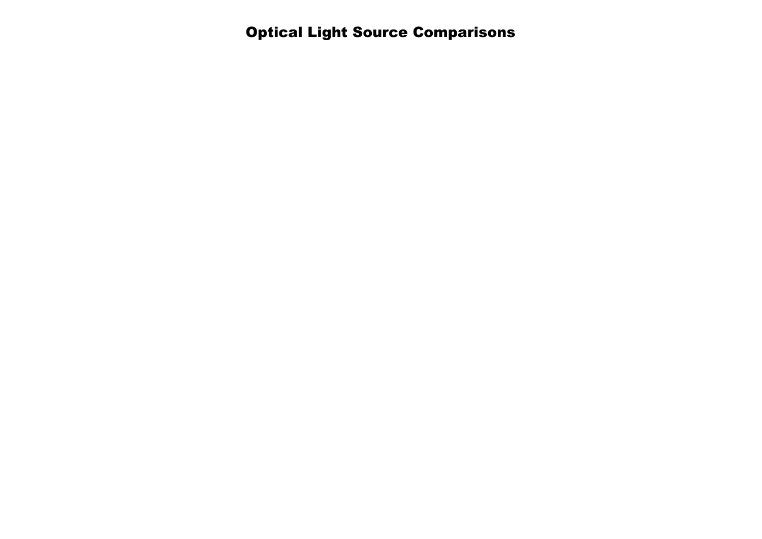# Optical Light Source Comparisons